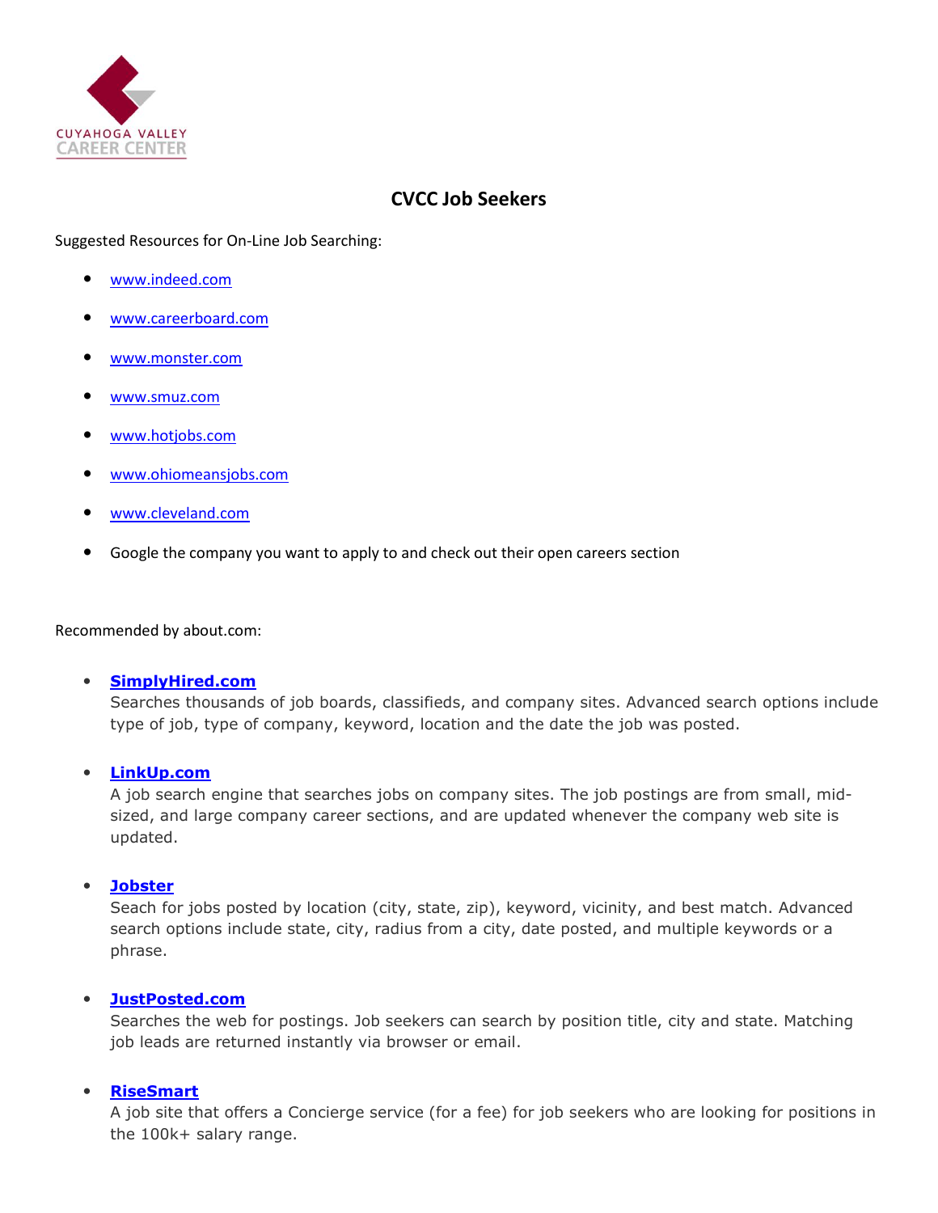CUYAHOGA VALLEY CAREER CENTER

# CVCC Job Seekers

Suggested Resources for On-Line Job Searching:

- www.indeed.com
- www.careerboard.com
- www.monster.com
- www.smuz.com
- www.hotjobs.com
- www.ohiomeansjobs.com
- www.cleveland.com
- Google the company you want to apply to and check out their open careers section

Recommended by about.com:

- **SimplyHired.com**
  Searches thousands of job boards, classifieds, and company sites. Advanced search options include type of job, type of company, keyword, location and the date the job was posted.

- **LinkUp.com**
  A job search engine that searches jobs on company sites. The job postings are from small, mid-sized, and large company career sections, and are updated whenever the company web site is updated.

- **Jobster**
  Seach for jobs posted by location (city, state, zip), keyword, vicinity, and best match. Advanced search options include state, city, radius from a city, date posted, and multiple keywords or a phrase.

- **JustPosted.com**
  Searches the web for postings. Job seekers can search by position title, city and state. Matching job leads are returned instantly via browser or email.

- **RiseSmart**
  A job site that offers a Concierge service (for a fee) for job seekers who are looking for positions in the 100k+ salary range.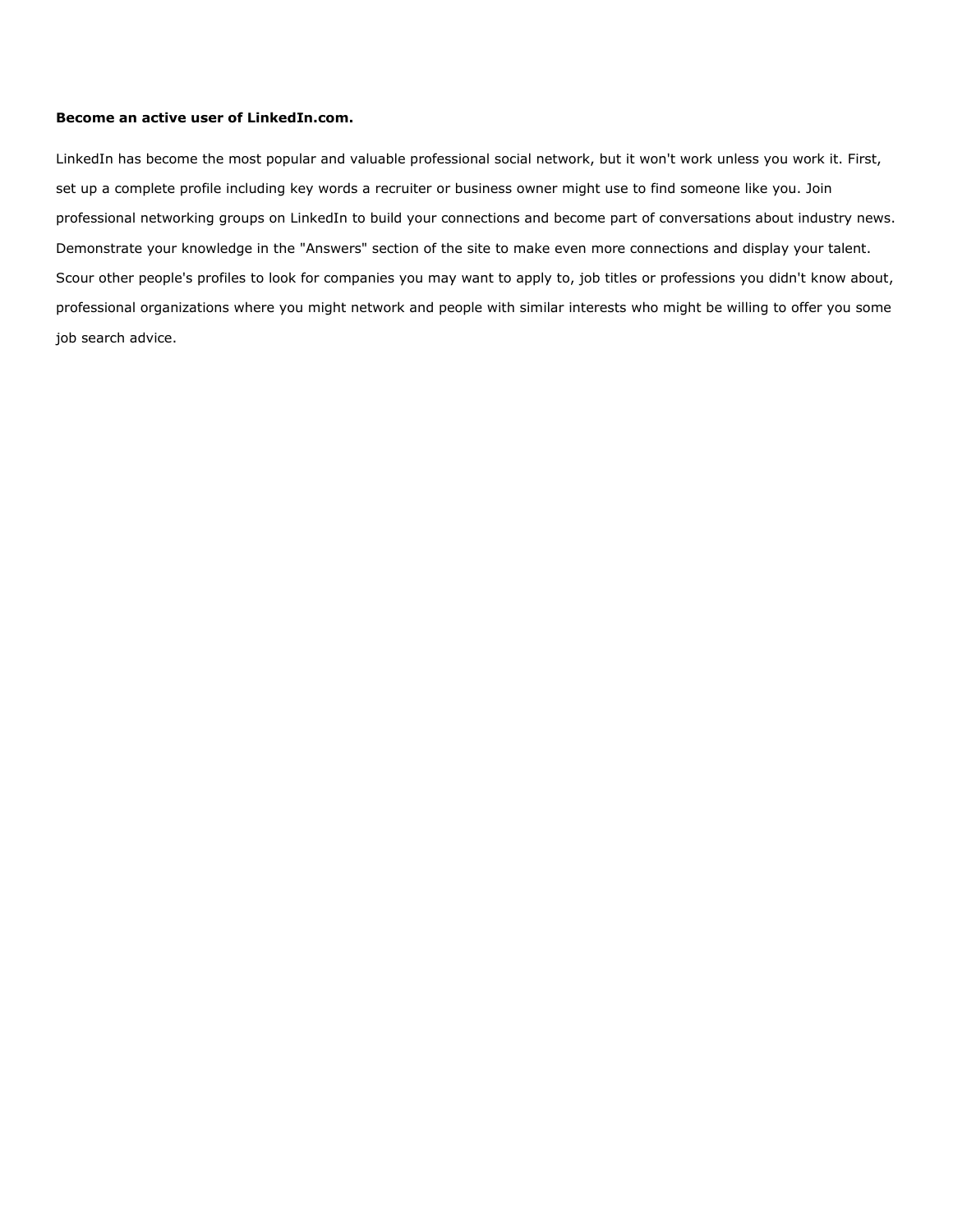**Become an active user of LinkedIn.com.**

LinkedIn has become the most popular and valuable professional social network, but it won't work unless you work it. First, set up a complete profile including key words a recruiter or business owner might use to find someone like you. Join professional networking groups on LinkedIn to build your connections and become part of conversations about industry news. Demonstrate your knowledge in the "Answers" section of the site to make even more connections and display your talent. Scour other people's profiles to look for companies you may want to apply to, job titles or professions you didn't know about, professional organizations where you might network and people with similar interests who might be willing to offer you some job search advice.